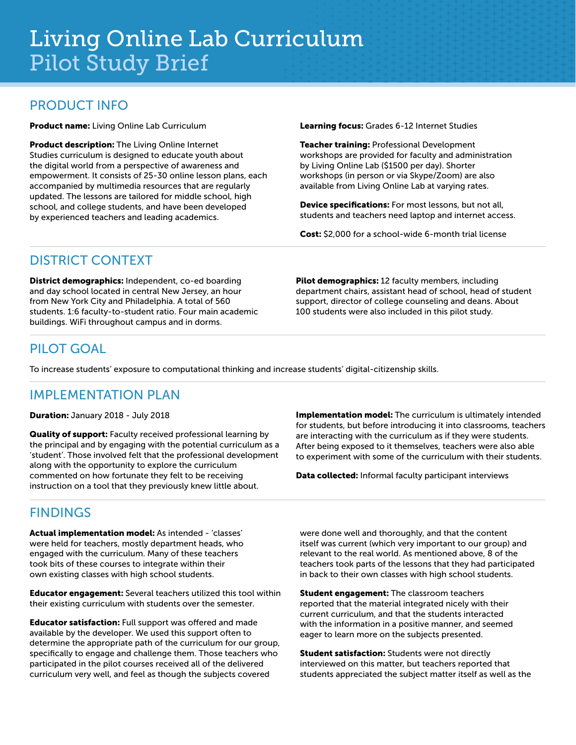# Living Online Lab Curriculum
## Pilot Study Brief

## PRODUCT INFO

**Product name:** Living Online Lab Curriculum

**Product description:** The Living Online Internet Studies curriculum is designed to educate youth about the digital world from a perspective of awareness and empowerment. It consists of 25-30 online lesson plans, each accompanied by multimedia resources that are regularly updated. The lessons are tailored for middle school, high school, and college students, and have been developed by experienced teachers and leading academics.

**Learning focus:** Grades 6-12 Internet Studies

**Teacher training:** Professional Development workshops are provided for faculty and administration by Living Online Lab ($1500 per day). Shorter workshops (in person or via Skype/Zoom) are also available from Living Online Lab at varying rates.

**Device specifications:** For most lessons, but not all, students and teachers need laptop and internet access.

**Cost:** $2,000 for a school-wide 6-month trial license

## DISTRICT CONTEXT

**District demographics:** Independent, co-ed boarding and day school located in central New Jersey, an hour from New York City and Philadelphia. A total of 560 students. 1:6 faculty-to-student ratio. Four main academic buildings. WiFi throughout campus and in dorms.

**Pilot demographics:** 12 faculty members, including department chairs, assistant head of school, head of student support, director of college counseling and deans. About 100 students were also included in this pilot study.

## PILOT GOAL

To increase students' exposure to computational thinking and increase students' digital-citizenship skills.

## IMPLEMENTATION PLAN

**Duration:** January 2018 - July 2018

**Quality of support:** Faculty received professional learning by the principal and by engaging with the potential curriculum as a 'student'. Those involved felt that the professional development along with the opportunity to explore the curriculum commented on how fortunate they felt to be receiving instruction on a tool that they previously knew little about.

**Implementation model:** The curriculum is ultimately intended for students, but before introducing it into classrooms, teachers are interacting with the curriculum as if they were students. After being exposed to it themselves, teachers were also able to experiment with some of the curriculum with their students.

**Data collected:** Informal faculty participant interviews

## FINDINGS

**Actual implementation model:** As intended - 'classes' were held for teachers, mostly department heads, who engaged with the curriculum. Many of these teachers took bits of these courses to integrate within their own existing classes with high school students.

**Educator engagement:** Several teachers utilized this tool within their existing curriculum with students over the semester.

**Educator satisfaction:** Full support was offered and made available by the developer. We used this support often to determine the appropriate path of the curriculum for our group, specifically to engage and challenge them. Those teachers who participated in the pilot courses received all of the delivered curriculum very well, and feel as though the subjects covered were done well and thoroughly, and that the content itself was current (which very important to our group) and relevant to the real world. As mentioned above, 8 of the teachers took parts of the lessons that they had participated in back to their own classes with high school students.

**Student engagement:** The classroom teachers reported that the material integrated nicely with their current curriculum, and that the students interacted with the information in a positive manner, and seemed eager to learn more on the subjects presented.

**Student satisfaction:** Students were not directly interviewed on this matter, but teachers reported that students appreciated the subject matter itself as well as the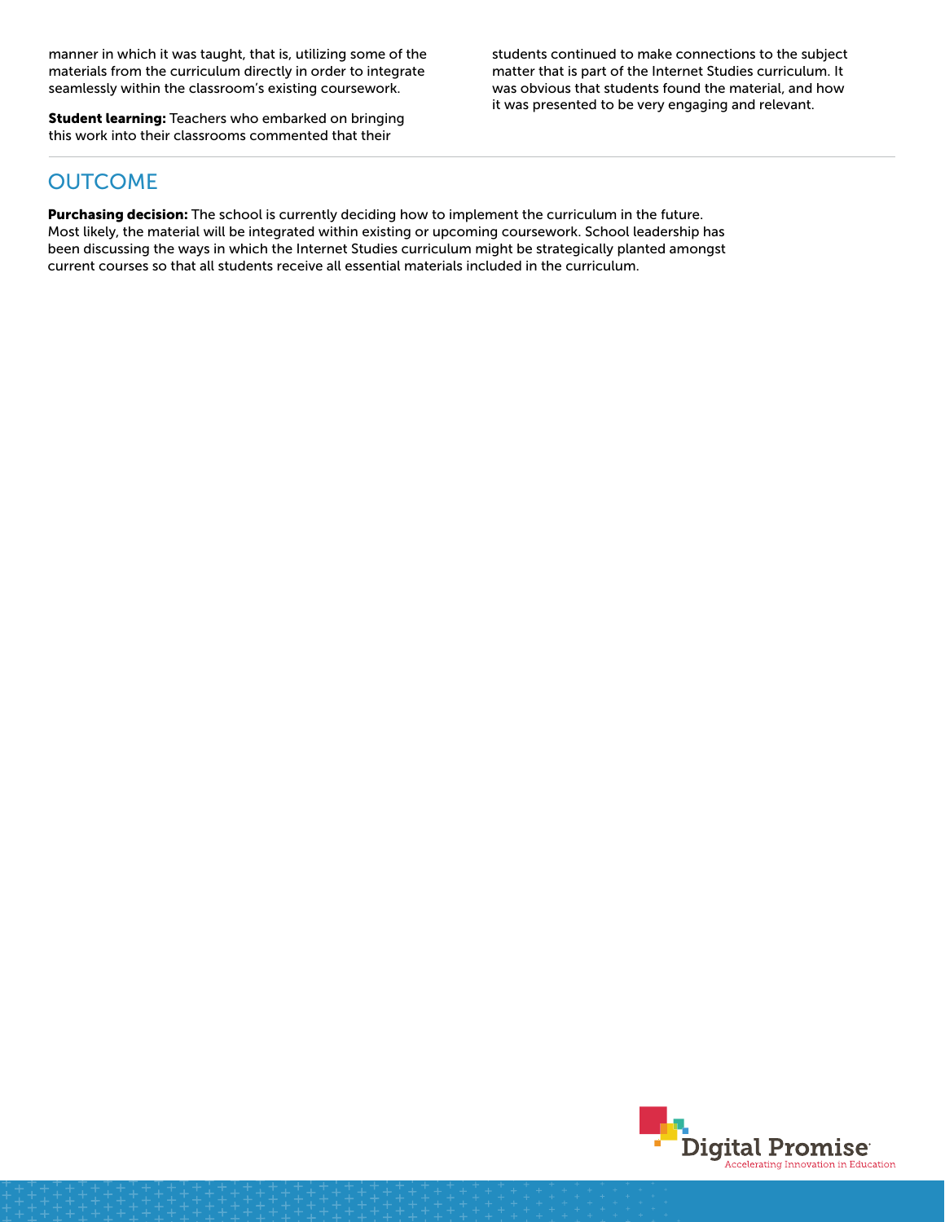manner in which it was taught, that is, utilizing some of the materials from the curriculum directly in order to integrate seamlessly within the classroom's existing coursework.

**Student learning:** Teachers who embarked on bringing this work into their classrooms commented that their students continued to make connections to the subject matter that is part of the Internet Studies curriculum. It was obvious that students found the material, and how it was presented to be very engaging and relevant.

## OUTCOME

**Purchasing decision:** The school is currently deciding how to implement the curriculum in the future. Most likely, the material will be integrated within existing or upcoming coursework. School leadership has been discussing the ways in which the Internet Studies curriculum might be strategically planted amongst current courses so that all students receive all essential materials included in the curriculum.